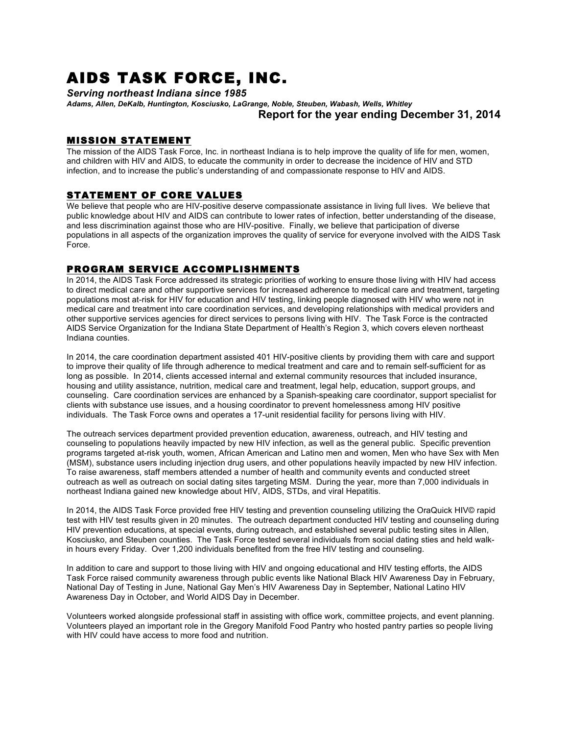# AIDS TASK FORCE, INC.

***Serving northeast Indiana since 1985***

***Adams, Allen, DeKalb, Huntington, Kosciusko, LaGrange, Noble, Steuben, Wabash, Wells, Whitley***

**Report for the year ending December 31, 2014**

## MISSION STATEMENT

The mission of the AIDS Task Force, Inc. in northeast Indiana is to help improve the quality of life for men, women, and children with HIV and AIDS, to educate the community in order to decrease the incidence of HIV and STD infection, and to increase the public's understanding of and compassionate response to HIV and AIDS.

## STATEMENT OF CORE VALUES

We believe that people who are HIV-positive deserve compassionate assistance in living full lives. We believe that public knowledge about HIV and AIDS can contribute to lower rates of infection, better understanding of the disease, and less discrimination against those who are HIV-positive. Finally, we believe that participation of diverse populations in all aspects of the organization improves the quality of service for everyone involved with the AIDS Task Force.

## PROGRAM SERVICE ACCOMPLISHMENTS

In 2014, the AIDS Task Force addressed its strategic priorities of working to ensure those living with HIV had access to direct medical care and other supportive services for increased adherence to medical care and treatment, targeting populations most at-risk for HIV for education and HIV testing, linking people diagnosed with HIV who were not in medical care and treatment into care coordination services, and developing relationships with medical providers and other supportive services agencies for direct services to persons living with HIV. The Task Force is the contracted AIDS Service Organization for the Indiana State Department of Health's Region 3, which covers eleven northeast Indiana counties.

In 2014, the care coordination department assisted 401 HIV-positive clients by providing them with care and support to improve their quality of life through adherence to medical treatment and care and to remain self-sufficient for as long as possible. In 2014, clients accessed internal and external community resources that included insurance, housing and utility assistance, nutrition, medical care and treatment, legal help, education, support groups, and counseling. Care coordination services are enhanced by a Spanish-speaking care coordinator, support specialist for clients with substance use issues, and a housing coordinator to prevent homelessness among HIV positive individuals. The Task Force owns and operates a 17-unit residential facility for persons living with HIV.

The outreach services department provided prevention education, awareness, outreach, and HIV testing and counseling to populations heavily impacted by new HIV infection, as well as the general public. Specific prevention programs targeted at-risk youth, women, African American and Latino men and women, Men who have Sex with Men (MSM), substance users including injection drug users, and other populations heavily impacted by new HIV infection. To raise awareness, staff members attended a number of health and community events and conducted street outreach as well as outreach on social dating sites targeting MSM. During the year, more than 7,000 individuals in northeast Indiana gained new knowledge about HIV, AIDS, STDs, and viral Hepatitis.

In 2014, the AIDS Task Force provided free HIV testing and prevention counseling utilizing the OraQuick HIV© rapid test with HIV test results given in 20 minutes. The outreach department conducted HIV testing and counseling during HIV prevention educations, at special events, during outreach, and established several public testing sites in Allen, Kosciusko, and Steuben counties. The Task Force tested several individuals from social dating sties and held walk-in hours every Friday. Over 1,200 individuals benefited from the free HIV testing and counseling.

In addition to care and support to those living with HIV and ongoing educational and HIV testing efforts, the AIDS Task Force raised community awareness through public events like National Black HIV Awareness Day in February, National Day of Testing in June, National Gay Men's HIV Awareness Day in September, National Latino HIV Awareness Day in October, and World AIDS Day in December.

Volunteers worked alongside professional staff in assisting with office work, committee projects, and event planning. Volunteers played an important role in the Gregory Manifold Food Pantry who hosted pantry parties so people living with HIV could have access to more food and nutrition.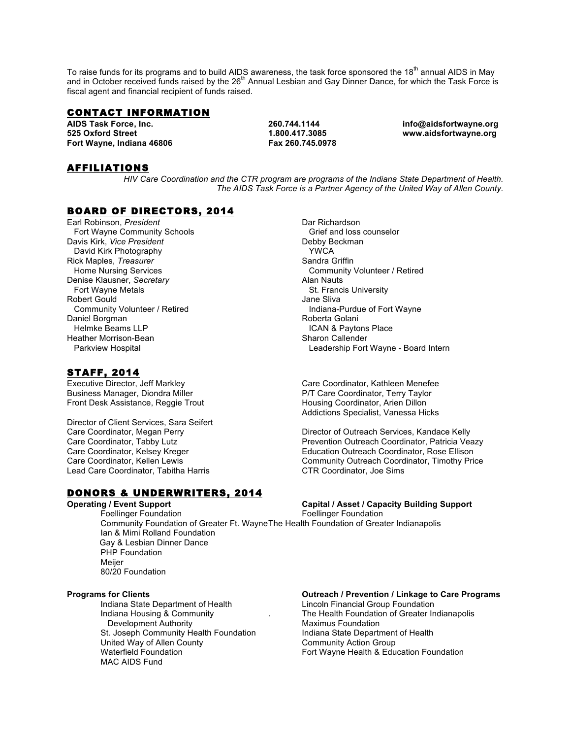To raise funds for its programs and to build AIDS awareness, the task force sponsored the 18th annual AIDS in May and in October received funds raised by the 26th Annual Lesbian and Gay Dinner Dance, for which the Task Force is fiscal agent and financial recipient of funds raised.

## CONTACT INFORMATION

**AIDS Task Force, Inc.**
**525 Oxford Street**
**Fort Wayne, Indiana 46806**

**260.744.1144**
**1.800.417.3085**
**Fax 260.745.0978**

**info@aidsfortwayne.org**
**www.aidsfortwayne.org**

## AFFILIATIONS

*HIV Care Coordination and the CTR program are programs of the Indiana State Department of Health.*
*The AIDS Task Force is a Partner Agency of the United Way of Allen County.*

## BOARD OF DIRECTORS, 2014

Earl Robinson, *President*
Fort Wayne Community Schools
Davis Kirk, *Vice President*
David Kirk Photography
Rick Maples, *Treasurer*
Home Nursing Services
Denise Klausner, *Secretary*
Fort Wayne Metals
Robert Gould
Community Volunteer / Retired
Daniel Borgman
Helmke Beams LLP
Heather Morrison-Bean
Parkview Hospital
Dar Richardson
Grief and loss counselor
Debby Beckman
YWCA
Sandra Griffin
Community Volunteer / Retired
Alan Nauts
St. Francis University
Jane Sliva
Indiana-Purdue of Fort Wayne
Roberta Golani
ICAN & Paytons Place
Sharon Callender
Leadership Fort Wayne - Board Intern

## STAFF, 2014

Executive Director, Jeff Markley
Business Manager, Diondra Miller
Front Desk Assistance, Reggie Trout

Director of Client Services, Sara Seifert
Care Coordinator, Megan Perry
Care Coordinator, Tabby Lutz
Care Coordinator, Kelsey Kreger
Care Coordinator, Kellen Lewis
Lead Care Coordinator, Tabitha Harris

Care Coordinator, Kathleen Menefee
P/T Care Coordinator, Terry Taylor
Housing Coordinator, Arien Dillon
Addictions Specialist, Vanessa Hicks

Director of Outreach Services, Kandace Kelly
Prevention Outreach Coordinator, Patricia Veazy
Education Outreach Coordinator, Rose Ellison
Community Outreach Coordinator, Timothy Price
CTR Coordinator, Joe Sims

## DONORS & UNDERWRITERS, 2014

**Operating / Event Support**

Foellinger Foundation
Community Foundation of Greater Ft. Wayne
Ian & Mimi Rolland Foundation
Gay & Lesbian Dinner Dance
PHP Foundation
Meijer
80/20 Foundation

**Capital / Asset / Capacity Building Support**

Foellinger Foundation
The Health Foundation of Greater Indianapolis

**Programs for Clients**

Indiana State Department of Health
Indiana Housing & Community Development Authority
St. Joseph Community Health Foundation
United Way of Allen County
Waterfield Foundation
MAC AIDS Fund

**Outreach / Prevention / Linkage to Care Programs**

Lincoln Financial Group Foundation
The Health Foundation of Greater Indianapolis
Maximus Foundation
Indiana State Department of Health
Community Action Group
Fort Wayne Health & Education Foundation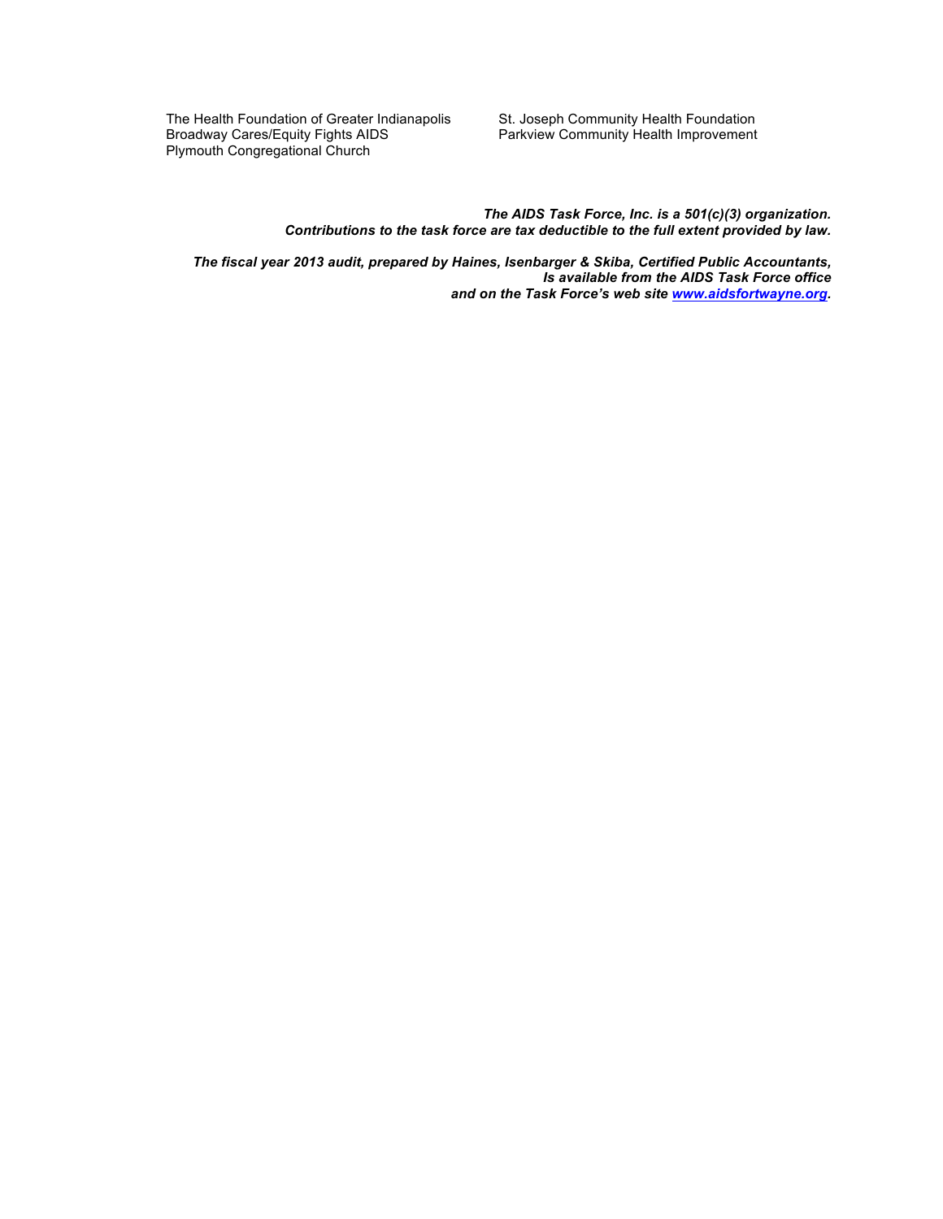The Health Foundation of Greater Indianapolis
Broadway Cares/Equity Fights AIDS
Plymouth Congregational Church
St. Joseph Community Health Foundation
Parkview Community Health Improvement

***The AIDS Task Force, Inc. is a 501(c)(3) organization.***
***Contributions to the task force are tax deductible to the full extent provided by law.***

***The fiscal year 2013 audit, prepared by Haines, Isenbarger & Skiba, Certified Public Accountants,***
***Is available from the AIDS Task Force office***
***and on the Task Force's web site [www.aidsfortwayne.org](http://www.aidsfortwayne.org).***